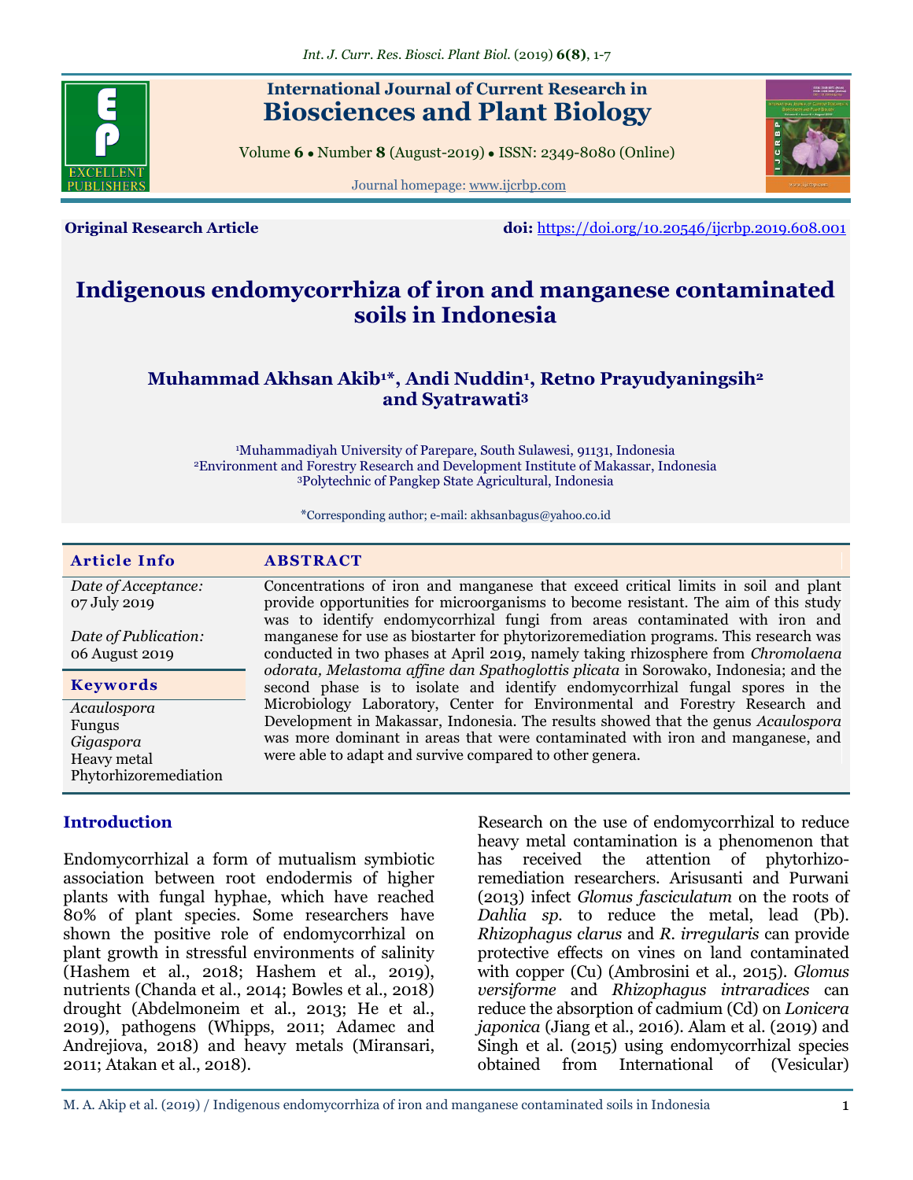**Original Research Article** **doi:** https://doi.org/10.20546/ijcrbp.2019.608.001

# Indigenous endomycorrhiza of iron and manganese contaminated soils in Indonesia

**Muhammad Akhsan Akib[1]*, Andi Nuddin[1], Retno Prayudyaningsih[2] and Syatrawati[3]**

[1]Muhammadiyah University of Parepare, South Sulawesi, 91131, Indonesia
[2]Environment and Forestry Research and Development Institute of Makassar, Indonesia
[3]Polytechnic of Pangkep State Agricultural, Indonesia

*Corresponding author; e-mail: akhsanbagus@yahoo.co.id

## Article Info

*Date of Acceptance:*
07 July 2019

*Date of Publication:*
06 August 2019

### Keywords

*Acaulospora*
Fungus
*Gigaspora*
Heavy metal
Phytorhizoremediation

## ABSTRACT

Concentrations of iron and manganese that exceed critical limits in soil and plant provide opportunities for microorganisms to become resistant. The aim of this study was to identify endomycorrhizal fungi from areas contaminated with iron and manganese for use as biostarter for phytorizoremediation programs. This research was conducted in two phases at April 2019, namely taking rhizosphere from *Chromolaena odorata, Melastoma affine dan Spathoglottis plicata* in Sorowako, Indonesia; and the second phase is to isolate and identify endomycorrhizal fungal spores in the Microbiology Laboratory, Center for Environmental and Forestry Research and Development in Makassar, Indonesia. The results showed that the genus *Acaulospora* was more dominant in areas that were contaminated with iron and manganese, and were able to adapt and survive compared to other genera.

## Introduction

Endomycorrhizal a form of mutualism symbiotic association between root endodermis of higher plants with fungal hyphae, which have reached 80% of plant species. Some researchers have shown the positive role of endomycorrhizal on plant growth in stressful environments of salinity (Hashem et al., 2018; Hashem et al., 2019), nutrients (Chanda et al., 2014; Bowles et al., 2018) drought (Abdelmoneim et al., 2013; He et al., 2019), pathogens (Whipps, 2011; Adamec and Andrejiova, 2018) and heavy metals (Miransari, 2011; Atakan et al., 2018).

Research on the use of endomycorrhizal to reduce heavy metal contamination is a phenomenon that has received the attention of phytorhizo-remediation researchers. Arisusanti and Purwani (2013) infect *Glomus fasciculatum* on the roots of *Dahlia sp.* to reduce the metal, lead (Pb). *Rhizophagus clarus* and *R. irregularis* can provide protective effects on vines on land contaminated with copper (Cu) (Ambrosini et al., 2015). *Glomus versiforme* and *Rhizophagus intraradices* can reduce the absorption of cadmium (Cd) on *Lonicera japonica* (Jiang et al., 2016). Alam et al. (2019) and Singh et al. (2015) using endomycorrhizal species obtained from International of (Vesicular)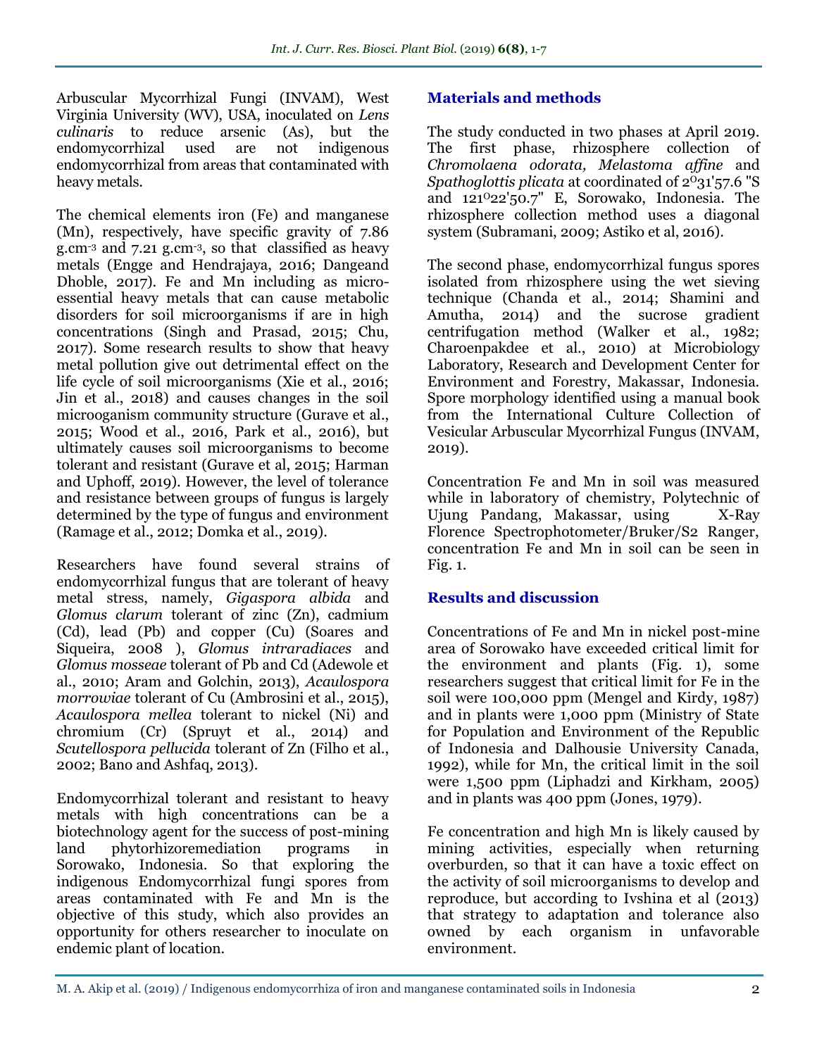Arbuscular Mycorrhizal Fungi (INVAM), West Virginia University (WV), USA, inoculated on *Lens culinaris* to reduce arsenic (As), but the endomycorrhizal used are not indigenous endomycorrhizal from areas that contaminated with heavy metals.

The chemical elements iron (Fe) and manganese (Mn), respectively, have specific gravity of 7.86 g.cm$^{-3}$ and 7.21 g.cm$^{-3}$, so that classified as heavy metals (Engge and Hendrajaya, 2016; Dangeand Dhoble, 2017). Fe and Mn including as micro-essential heavy metals that can cause metabolic disorders for soil microorganisms if are in high concentrations (Singh and Prasad, 2015; Chu, 2017). Some research results to show that heavy metal pollution give out detrimental effect on the life cycle of soil microorganisms (Xie et al., 2016; Jin et al., 2018) and causes changes in the soil microoganism community structure (Gurave et al., 2015; Wood et al., 2016, Park et al., 2016), but ultimately causes soil microorganisms to become tolerant and resistant (Gurave et al, 2015; Harman and Uphoff, 2019). However, the level of tolerance and resistance between groups of fungus is largely determined by the type of fungus and environment (Ramage et al., 2012; Domka et al., 2019).

Researchers have found several strains of endomycorrhizal fungus that are tolerant of heavy metal stress, namely, *Gigaspora albida* and *Glomus clarum* tolerant of zinc (Zn), cadmium (Cd), lead (Pb) and copper (Cu) (Soares and Siqueira, 2008 ), *Glomus intraradiaces* and *Glomus mosseae* tolerant of Pb and Cd (Adewole et al., 2010; Aram and Golchin, 2013), *Acaulospora morrowiae* tolerant of Cu (Ambrosini et al., 2015), *Acaulospora mellea* tolerant to nickel (Ni) and chromium (Cr) (Spruyt et al., 2014) and *Scutellospora pellucida* tolerant of Zn (Filho et al., 2002; Bano and Ashfaq, 2013).

Endomycorrhizal tolerant and resistant to heavy metals with high concentrations can be a biotechnology agent for the success of post-mining land phytorhizoremediation programs in Sorowako, Indonesia. So that exploring the indigenous Endomycorrhizal fungi spores from areas contaminated with Fe and Mn is the objective of this study, which also provides an opportunity for others researcher to inoculate on endemic plant of location.

## Materials and methods

The study conducted in two phases at April 2019. The first phase, rhizosphere collection of *Chromolaena odorata, Melastoma affine* and *Spathoglottis plicata* at coordinated of 2$^{O}$31'57.6 "S and 121$^{O}$22'50.7" E, Sorowako, Indonesia. The rhizosphere collection method uses a diagonal system (Subramani, 2009; Astiko et al, 2016).

The second phase, endomycorrhizal fungus spores isolated from rhizosphere using the wet sieving technique (Chanda et al., 2014; Shamini and Amutha, 2014) and the sucrose gradient centrifugation method (Walker et al., 1982; Charoenpakdee et al., 2010) at Microbiology Laboratory, Research and Development Center for Environment and Forestry, Makassar, Indonesia. Spore morphology identified using a manual book from the International Culture Collection of Vesicular Arbuscular Mycorrhizal Fungus (INVAM, 2019).

Concentration Fe and Mn in soil was measured while in laboratory of chemistry, Polytechnic of Ujung Pandang, Makassar, using X-Ray Florence Spectrophotometer/Bruker/S2 Ranger, concentration Fe and Mn in soil can be seen in Fig. 1.

## Results and discussion

Concentrations of Fe and Mn in nickel post-mine area of Sorowako have exceeded critical limit for the environment and plants (Fig. 1), some researchers suggest that critical limit for Fe in the soil were 100,000 ppm (Mengel and Kirdy, 1987) and in plants were 1,000 ppm (Ministry of State for Population and Environment of the Republic of Indonesia and Dalhousie University Canada, 1992), while for Mn, the critical limit in the soil were 1,500 ppm (Liphadzi and Kirkham, 2005) and in plants was 400 ppm (Jones, 1979).

Fe concentration and high Mn is likely caused by mining activities, especially when returning overburden, so that it can have a toxic effect on the activity of soil microorganisms to develop and reproduce, but according to Ivshina et al (2013) that strategy to adaptation and tolerance also owned by each organism in unfavorable environment.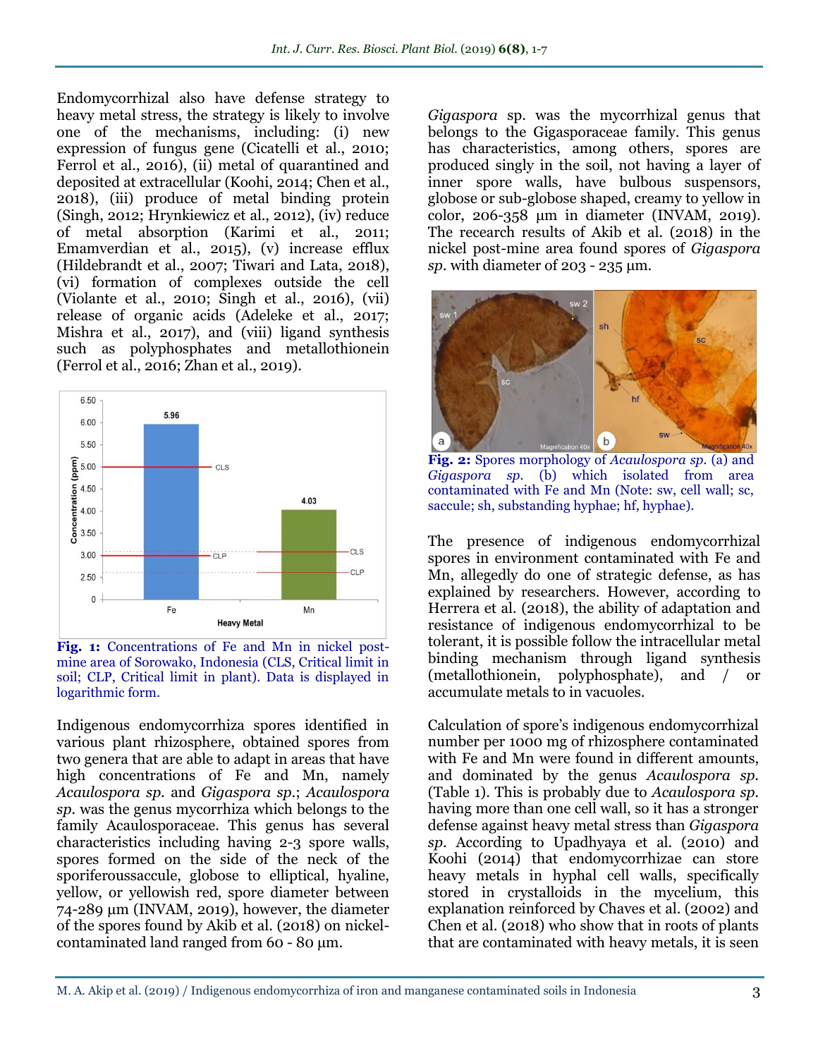Endomycorrhizal also have defense strategy to heavy metal stress, the strategy is likely to involve one of the mechanisms, including: (i) new expression of fungus gene (Cicatelli et al., 2010; Ferrol et al., 2016), (ii) metal of quarantined and deposited at extracellular (Koohi, 2014; Chen et al., 2018), (iii) produce of metal binding protein (Singh, 2012; Hrynkiewicz et al., 2012), (iv) reduce of metal absorption (Karimi et al., 2011; Emamverdian et al., 2015), (v) increase efflux (Hildebrandt et al., 2007; Tiwari and Lata, 2018), (vi) formation of complexes outside the cell (Violante et al., 2010; Singh et al., 2016), (vii) release of organic acids (Adeleke et al., 2017; Mishra et al., 2017), and (viii) ligand synthesis such as polyphosphates and metallothionein (Ferrol et al., 2016; Zhan et al., 2019).

**Fig. 1:** Concentrations of Fe and Mn in nickel post-mine area of Sorowako, Indonesia (CLS, Critical limit in soil; CLP, Critical limit in plant). Data is displayed in logarithmic form.

Indigenous endomycorrhiza spores identified in various plant rhizosphere, obtained spores from two genera that are able to adapt in areas that have high concentrations of Fe and Mn, namely *Acaulospora sp.* and *Gigaspora sp.*; *Acaulospora sp.* was the genus mycorrhiza which belongs to the family Acaulosporaceae. This genus has several characteristics including having 2-3 spore walls, spores formed on the side of the neck of the sporiferoussaccule, globose to elliptical, hyaline, yellow, or yellowish red, spore diameter between 74-289 µm (INVAM, 2019), however, the diameter of the spores found by Akib et al. (2018) on nickel-contaminated land ranged from 60 - 80 µm.

*Gigaspora* sp. was the mycorrhizal genus that belongs to the Gigasporaceae family. This genus has characteristics, among others, spores are produced singly in the soil, not having a layer of inner spore walls, have bulbous suspensors, globose or sub-globose shaped, creamy to yellow in color, 206-358 µm in diameter (INVAM, 2019). The recearch results of Akib et al. (2018) in the nickel post-mine area found spores of *Gigaspora sp.* with diameter of 203 - 235 µm.

**Fig. 2:** Spores morphology of *Acaulospora sp.* (a) and *Gigaspora sp.* (b) which isolated from area contaminated with Fe and Mn (Note: sw, cell wall; sc, saccule; sh, substanding hyphae; hf, hyphae).

The presence of indigenous endomycorrhizal spores in environment contaminated with Fe and Mn, allegedly do one of strategic defense, as has explained by researchers. However, according to Herrera et al. (2018), the ability of adaptation and resistance of indigenous endomycorrhizal to be tolerant, it is possible follow the intracellular metal binding mechanism through ligand synthesis (metallothionein, polyphosphate), and / or accumulate metals to in vacuoles.

Calculation of spore's indigenous endomycorrhizal number per 1000 mg of rhizosphere contaminated with Fe and Mn were found in different amounts, and dominated by the genus *Acaulospora sp.* (Table 1). This is probably due to *Acaulospora sp.* having more than one cell wall, so it has a stronger defense against heavy metal stress than *Gigaspora sp.* According to Upadhyaya et al. (2010) and Koohi (2014) that endomycorrhizae can store heavy metals in hyphal cell walls, specifically stored in crystalloids in the mycelium, this explanation reinforced by Chaves et al. (2002) and Chen et al. (2018) who show that in roots of plants that are contaminated with heavy metals, it is seen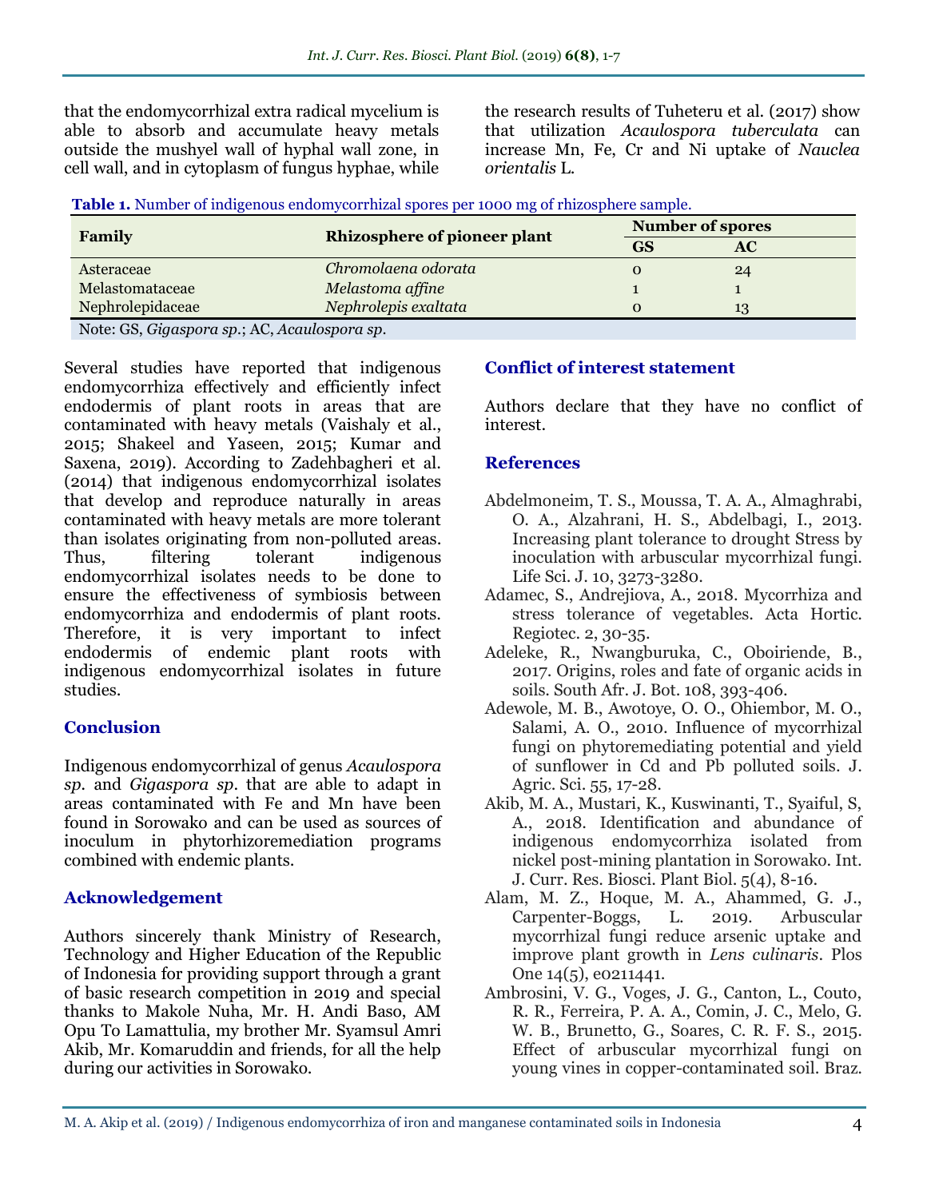that the endomycorrhizal extra radical mycelium is able to absorb and accumulate heavy metals outside the mushyel wall of hyphal wall zone, in cell wall, and in cytoplasm of fungus hyphae, while the research results of Tuheteru et al. (2017) show that utilization *Acaulospora tuberculata* can increase Mn, Fe, Cr and Ni uptake of *Nauclea orientalis* L.

**Table 1.** Number of indigenous endomycorrhizal spores per 1000 mg of rhizosphere sample.

| Family | Rhizosphere of pioneer plant | Number of spores | |
|---|---|---|---|
| | | GS | AC |
| Asteraceae | *Chromolaena odorata* | 0 | 24 |
| Melastomataceae | *Melastoma affine* | 1 | 1 |
| Nephrolepidaceae | *Nephrolepis exaltata* | 0 | 13 |

Note: GS, *Gigaspora sp.*; AC, *Acaulospora sp.*

Several studies have reported that indigenous endomycorrhiza effectively and efficiently infect endodermis of plant roots in areas that are contaminated with heavy metals (Vaishaly et al., 2015; Shakeel and Yaseen, 2015; Kumar and Saxena, 2019). According to Zadehbagheri et al. (2014) that indigenous endomycorrhizal isolates that develop and reproduce naturally in areas contaminated with heavy metals are more tolerant than isolates originating from non-polluted areas. Thus, filtering tolerant indigenous endomycorrhizal isolates needs to be done to ensure the effectiveness of symbiosis between endomycorrhiza and endodermis of plant roots. Therefore, it is very important to infect endodermis of endemic plant roots with indigenous endomycorrhizal isolates in future studies.

## Conclusion

Indigenous endomycorrhizal of genus *Acaulospora sp.* and *Gigaspora sp.* that are able to adapt in areas contaminated with Fe and Mn have been found in Sorowako and can be used as sources of inoculum in phytorhizoremediation programs combined with endemic plants.

## Acknowledgement

Authors sincerely thank Ministry of Research, Technology and Higher Education of the Republic of Indonesia for providing support through a grant of basic research competition in 2019 and special thanks to Makole Nuha, Mr. H. Andi Baso, AM Opu To Lamattulia, my brother Mr. Syamsul Amri Akib, Mr. Komaruddin and friends, for all the help during our activities in Sorowako.

## Conflict of interest statement

Authors declare that they have no conflict of interest.

## References

Abdelmoneim, T. S., Moussa, T. A. A., Almaghrabi, O. A., Alzahrani, H. S., Abdelbagi, I., 2013. Increasing plant tolerance to drought Stress by inoculation with arbuscular mycorrhizal fungi. Life Sci. J. 10, 3273-3280.

Adamec, S., Andrejiova, A., 2018. Mycorrhiza and stress tolerance of vegetables. Acta Hortic. Regiotec. 2, 30-35.

Adeleke, R., Nwangburuka, C., Oboiriende, B., 2017. Origins, roles and fate of organic acids in soils. South Afr. J. Bot. 108, 393-406.

Adewole, M. B., Awotoye, O. O., Ohiembor, M. O., Salami, A. O., 2010. Influence of mycorrhizal fungi on phytoremediating potential and yield of sunflower in Cd and Pb polluted soils. J. Agric. Sci. 55, 17-28.

Akib, M. A., Mustari, K., Kuswinanti, T., Syaiful, S, A., 2018. Identification and abundance of indigenous endomycorrhiza isolated from nickel post-mining plantation in Sorowako. Int. J. Curr. Res. Biosci. Plant Biol. 5(4), 8-16.

Alam, M. Z., Hoque, M. A., Ahammed, G. J., Carpenter-Boggs, L. 2019. Arbuscular mycorrhizal fungi reduce arsenic uptake and improve plant growth in *Lens culinaris*. Plos One 14(5), e0211441.

Ambrosini, V. G., Voges, J. G., Canton, L., Couto, R. R., Ferreira, P. A. A., Comin, J. C., Melo, G. W. B., Brunetto, G., Soares, C. R. F. S., 2015. Effect of arbuscular mycorrhizal fungi on young vines in copper-contaminated soil. Braz.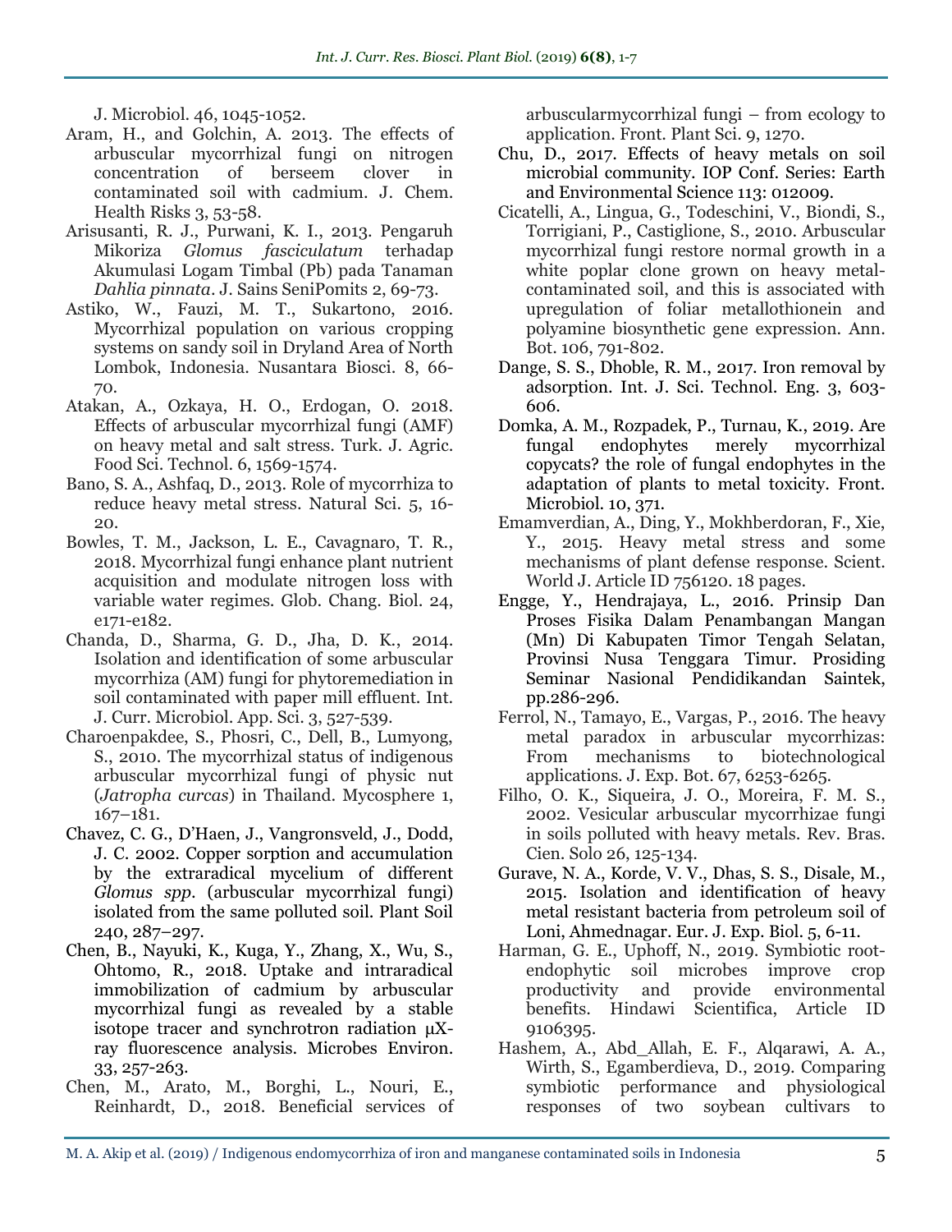J. Microbiol. 46, 1045-1052.

Aram, H., and Golchin, A. 2013. The effects of arbuscular mycorrhizal fungi on nitrogen concentration of berseem clover in contaminated soil with cadmium. J. Chem. Health Risks 3, 53-58.

Arisusanti, R. J., Purwani, K. I., 2013. Pengaruh Mikoriza *Glomus fasciculatum* terhadap Akumulasi Logam Timbal (Pb) pada Tanaman *Dahlia pinnata*. J. Sains SeniPomits 2, 69-73.

Astiko, W., Fauzi, M. T., Sukartono, 2016. Mycorrhizal population on various cropping systems on sandy soil in Dryland Area of North Lombok, Indonesia. Nusantara Biosci. 8, 66-70.

Atakan, A., Ozkaya, H. O., Erdogan, O. 2018. Effects of arbuscular mycorrhizal fungi (AMF) on heavy metal and salt stress. Turk. J. Agric. Food Sci. Technol. 6, 1569-1574.

Bano, S. A., Ashfaq, D., 2013. Role of mycorrhiza to reduce heavy metal stress. Natural Sci. 5, 16-20.

Bowles, T. M., Jackson, L. E., Cavagnaro, T. R., 2018. Mycorrhizal fungi enhance plant nutrient acquisition and modulate nitrogen loss with variable water regimes. Glob. Chang. Biol. 24, e171-e182.

Chanda, D., Sharma, G. D., Jha, D. K., 2014. Isolation and identification of some arbuscular mycorrhiza (AM) fungi for phytoremediation in soil contaminated with paper mill effluent. Int. J. Curr. Microbiol. App. Sci. 3, 527-539.

Charoenpakdee, S., Phosri, C., Dell, B., Lumyong, S., 2010. The mycorrhizal status of indigenous arbuscular mycorrhizal fungi of physic nut (*Jatropha curcas*) in Thailand. Mycosphere 1, 167–181.

Chavez, C. G., D'Haen, J., Vangronsveld, J., Dodd, J. C. 2002. Copper sorption and accumulation by the extraradical mycelium of different *Glomus spp.* (arbuscular mycorrhizal fungi) isolated from the same polluted soil. Plant Soil 240, 287–297.

Chen, B., Nayuki, K., Kuga, Y., Zhang, X., Wu, S., Ohtomo, R., 2018. Uptake and intraradical immobilization of cadmium by arbuscular mycorrhizal fungi as revealed by a stable isotope tracer and synchrotron radiation μX-ray fluorescence analysis. Microbes Environ. 33, 257-263.

Chen, M., Arato, M., Borghi, L., Nouri, E., Reinhardt, D., 2018. Beneficial services of arbuscularmycorrhizal fungi – from ecology to application. Front. Plant Sci. 9, 1270.

Chu, D., 2017. Effects of heavy metals on soil microbial community. IOP Conf. Series: Earth and Environmental Science 113: 012009.

Cicatelli, A., Lingua, G., Todeschini, V., Biondi, S., Torrigiani, P., Castiglione, S., 2010. Arbuscular mycorrhizal fungi restore normal growth in a white poplar clone grown on heavy metal-contaminated soil, and this is associated with upregulation of foliar metallothionein and polyamine biosynthetic gene expression. Ann. Bot. 106, 791-802.

Dange, S. S., Dhoble, R. M., 2017. Iron removal by adsorption. Int. J. Sci. Technol. Eng. 3, 603-606.

Domka, A. M., Rozpadek, P., Turnau, K., 2019. Are fungal endophytes merely mycorrhizal copycats? the role of fungal endophytes in the adaptation of plants to metal toxicity. Front. Microbiol. 10, 371.

Emamverdian, A., Ding, Y., Mokhberdoran, F., Xie, Y., 2015. Heavy metal stress and some mechanisms of plant defense response. Scient. World J. Article ID 756120. 18 pages.

Engge, Y., Hendrajaya, L., 2016. Prinsip Dan Proses Fisika Dalam Penambangan Mangan (Mn) Di Kabupaten Timor Tengah Selatan, Provinsi Nusa Tenggara Timur. Prosiding Seminar Nasional Pendidikandan Saintek, pp.286-296.

Ferrol, N., Tamayo, E., Vargas, P., 2016. The heavy metal paradox in arbuscular mycorrhizas: From mechanisms to biotechnological applications. J. Exp. Bot. 67, 6253-6265.

Filho, O. K., Siqueira, J. O., Moreira, F. M. S., 2002. Vesicular arbuscular mycorrhizae fungi in soils polluted with heavy metals. Rev. Bras. Cien. Solo 26, 125-134.

Gurave, N. A., Korde, V. V., Dhas, S. S., Disale, M., 2015. Isolation and identification of heavy metal resistant bacteria from petroleum soil of Loni, Ahmednagar. Eur. J. Exp. Biol. 5, 6-11.

Harman, G. E., Uphoff, N., 2019. Symbiotic root-endophytic soil microbes improve crop productivity and provide environmental benefits. Hindawi Scientifica, Article ID 9106395.

Hashem, A., Abd_Allah, E. F., Alqarawi, A. A., Wirth, S., Egamberdieva, D., 2019. Comparing symbiotic performance and physiological responses of two soybean cultivars to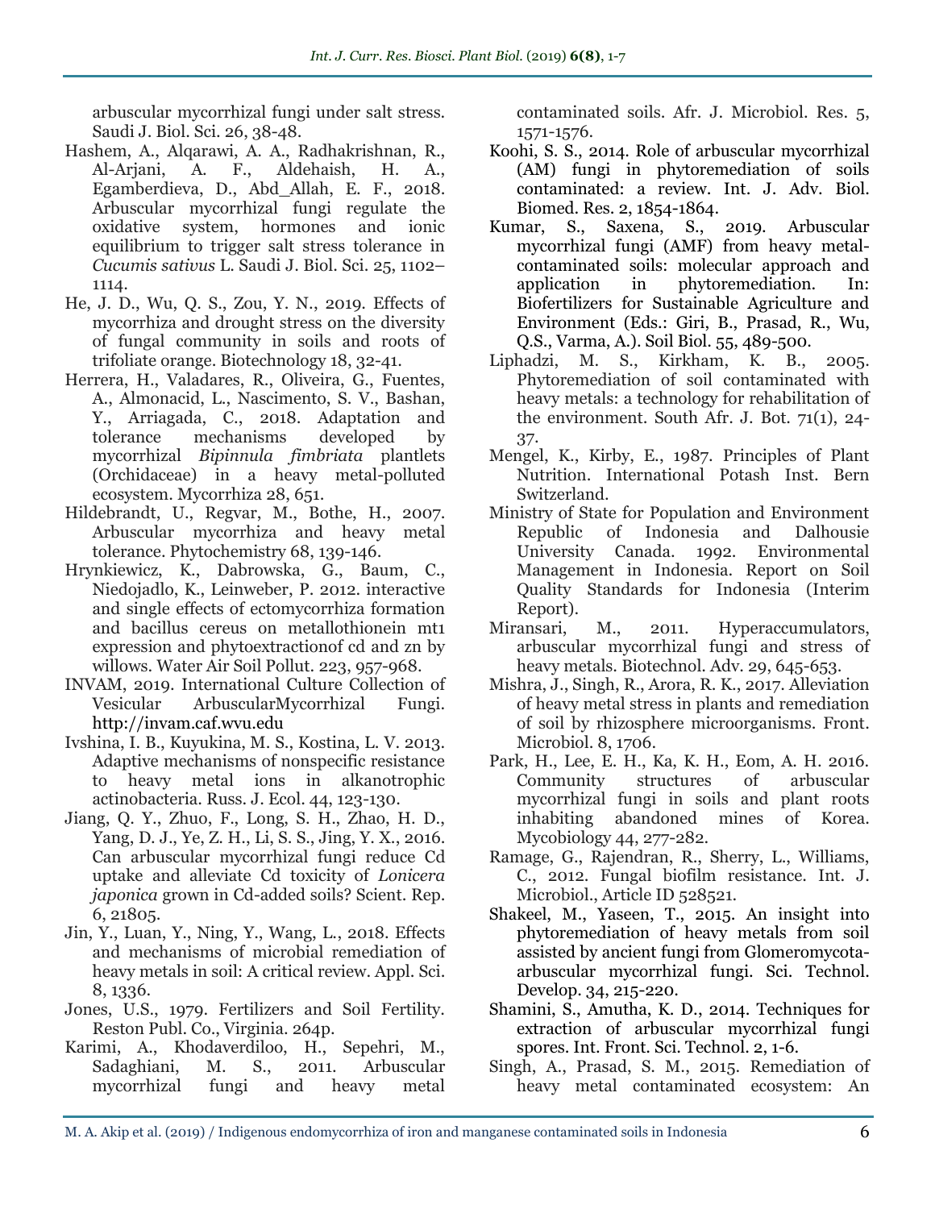arbuscular mycorrhizal fungi under salt stress. Saudi J. Biol. Sci. 26, 38-48.

Hashem, A., Alqarawi, A. A., Radhakrishnan, R., Al-Arjani, A. F., Aldehaish, H. A., Egamberdieva, D., Abd_Allah, E. F., 2018. Arbuscular mycorrhizal fungi regulate the oxidative system, hormones and ionic equilibrium to trigger salt stress tolerance in *Cucumis sativus* L. Saudi J. Biol. Sci. 25, 1102–1114.

He, J. D., Wu, Q. S., Zou, Y. N., 2019. Effects of mycorrhiza and drought stress on the diversity of fungal community in soils and roots of trifoliate orange. Biotechnology 18, 32-41.

Herrera, H., Valadares, R., Oliveira, G., Fuentes, A., Almonacid, L., Nascimento, S. V., Bashan, Y., Arriagada, C., 2018. Adaptation and tolerance mechanisms developed by mycorrhizal *Bipinnula fimbriata* plantlets (Orchidaceae) in a heavy metal-polluted ecosystem. Mycorrhiza 28, 651.

Hildebrandt, U., Regvar, M., Bothe, H., 2007. Arbuscular mycorrhiza and heavy metal tolerance. Phytochemistry 68, 139-146.

Hrynkiewicz, K., Dabrowska, G., Baum, C., Niedojadlo, K., Leinweber, P. 2012. interactive and single effects of ectomycorrhiza formation and bacillus cereus on metallothionein mt1 expression and phytoextractionof cd and zn by willows. Water Air Soil Pollut. 223, 957-968.

INVAM, 2019. International Culture Collection of Vesicular ArbuscularMycorrhizal Fungi. http://invam.caf.wvu.edu

Ivshina, I. B., Kuyukina, M. S., Kostina, L. V. 2013. Adaptive mechanisms of nonspecific resistance to heavy metal ions in alkanotrophic actinobacteria. Russ. J. Ecol. 44, 123-130.

Jiang, Q. Y., Zhuo, F., Long, S. H., Zhao, H. D., Yang, D. J., Ye, Z. H., Li, S. S., Jing, Y. X., 2016. Can arbuscular mycorrhizal fungi reduce Cd uptake and alleviate Cd toxicity of *Lonicera japonica* grown in Cd-added soils? Scient. Rep. 6, 21805.

Jin, Y., Luan, Y., Ning, Y., Wang, L., 2018. Effects and mechanisms of microbial remediation of heavy metals in soil: A critical review. Appl. Sci. 8, 1336.

Jones, U.S., 1979. Fertilizers and Soil Fertility. Reston Publ. Co., Virginia. 264p.

Karimi, A., Khodaverdiloo, H., Sepehri, M., Sadaghiani, M. S., 2011. Arbuscular mycorrhizal fungi and heavy metal contaminated soils. Afr. J. Microbiol. Res. 5, 1571-1576.

Koohi, S. S., 2014. Role of arbuscular mycorrhizal (AM) fungi in phytoremediation of soils contaminated: a review. Int. J. Adv. Biol. Biomed. Res. 2, 1854-1864.

Kumar, S., Saxena, S., 2019. Arbuscular mycorrhizal fungi (AMF) from heavy metal-contaminated soils: molecular approach and application in phytoremediation. In: Biofertilizers for Sustainable Agriculture and Environment (Eds.: Giri, B., Prasad, R., Wu, Q.S., Varma, A.). Soil Biol. 55, 489-500.

Liphadzi, M. S., Kirkham, K. B., 2005. Phytoremediation of soil contaminated with heavy metals: a technology for rehabilitation of the environment. South Afr. J. Bot. 71(1), 24-37.

Mengel, K., Kirby, E., 1987. Principles of Plant Nutrition. International Potash Inst. Bern Switzerland.

Ministry of State for Population and Environment Republic of Indonesia and Dalhousie University Canada. 1992. Environmental Management in Indonesia. Report on Soil Quality Standards for Indonesia (Interim Report).

Miransari, M., 2011. Hyperaccumulators, arbuscular mycorrhizal fungi and stress of heavy metals. Biotechnol. Adv. 29, 645-653.

Mishra, J., Singh, R., Arora, R. K., 2017. Alleviation of heavy metal stress in plants and remediation of soil by rhizosphere microorganisms. Front. Microbiol. 8, 1706.

Park, H., Lee, E. H., Ka, K. H., Eom, A. H. 2016. Community structures of arbuscular mycorrhizal fungi in soils and plant roots inhabiting abandoned mines of Korea. Mycobiology 44, 277-282.

Ramage, G., Rajendran, R., Sherry, L., Williams, C., 2012. Fungal biofilm resistance. Int. J. Microbiol., Article ID 528521.

Shakeel, M., Yaseen, T., 2015. An insight into phytoremediation of heavy metals from soil assisted by ancient fungi from Glomeromycota-arbuscular mycorrhizal fungi. Sci. Technol. Develop. 34, 215-220.

Shamini, S., Amutha, K. D., 2014. Techniques for extraction of arbuscular mycorrhizal fungi spores. Int. Front. Sci. Technol. 2, 1-6.

Singh, A., Prasad, S. M., 2015. Remediation of heavy metal contaminated ecosystem: An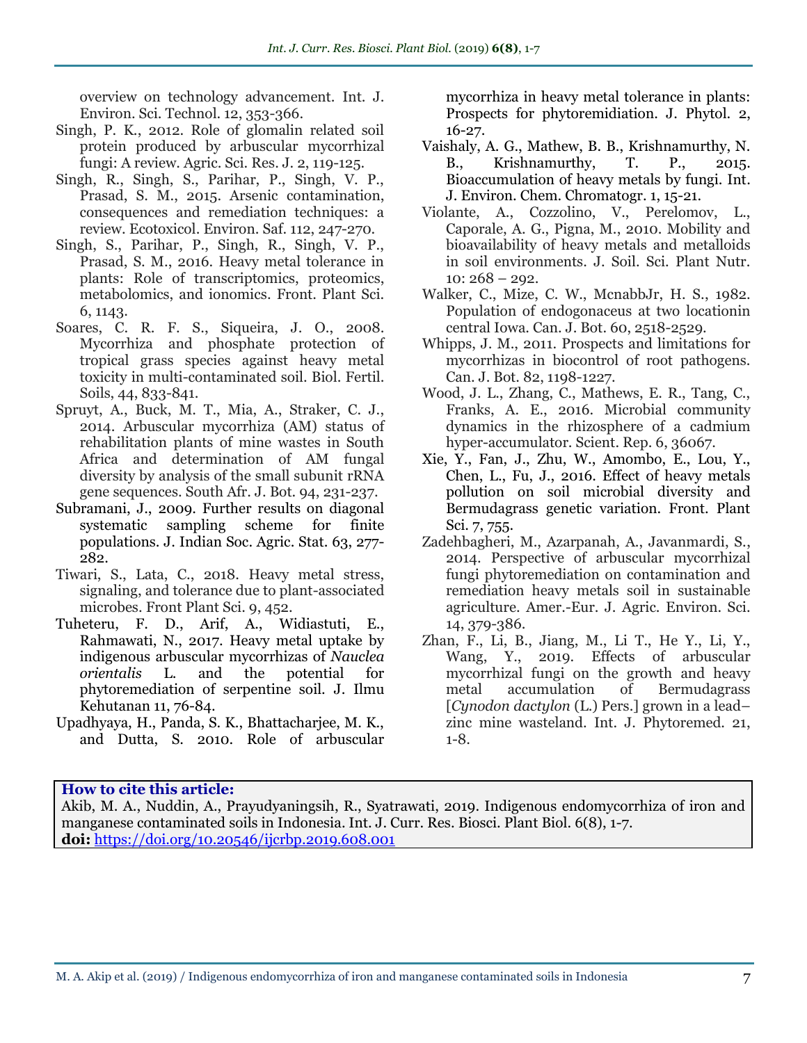overview on technology advancement. Int. J. Environ. Sci. Technol. 12, 353-366.

Singh, P. K., 2012. Role of glomalin related soil protein produced by arbuscular mycorrhizal fungi: A review. Agric. Sci. Res. J. 2, 119-125.

Singh, R., Singh, S., Parihar, P., Singh, V. P., Prasad, S. M., 2015. Arsenic contamination, consequences and remediation techniques: a review. Ecotoxicol. Environ. Saf. 112, 247-270.

Singh, S., Parihar, P., Singh, R., Singh, V. P., Prasad, S. M., 2016. Heavy metal tolerance in plants: Role of transcriptomics, proteomics, metabolomics, and ionomics. Front. Plant Sci. 6, 1143.

Soares, C. R. F. S., Siqueira, J. O., 2008. Mycorrhiza and phosphate protection of tropical grass species against heavy metal toxicity in multi-contaminated soil. Biol. Fertil. Soils, 44, 833-841.

Spruyt, A., Buck, M. T., Mia, A., Straker, C. J., 2014. Arbuscular mycorrhiza (AM) status of rehabilitation plants of mine wastes in South Africa and determination of AM fungal diversity by analysis of the small subunit rRNA gene sequences. South Afr. J. Bot. 94, 231-237.

Subramani, J., 2009. Further results on diagonal systematic sampling scheme for finite populations. J. Indian Soc. Agric. Stat. 63, 277-282.

Tiwari, S., Lata, C., 2018. Heavy metal stress, signaling, and tolerance due to plant-associated microbes. Front Plant Sci. 9, 452.

Tuheteru, F. D., Arif, A., Widiastuti, E., Rahmawati, N., 2017. Heavy metal uptake by indigenous arbuscular mycorrhizas of *Nauclea orientalis* L. and the potential for phytoremediation of serpentine soil. J. Ilmu Kehutanan 11, 76-84.

Upadhyaya, H., Panda, S. K., Bhattacharjee, M. K., and Dutta, S. 2010. Role of arbuscular mycorrhiza in heavy metal tolerance in plants: Prospects for phytoremidiation. J. Phytol. 2, 16-27.

Vaishaly, A. G., Mathew, B. B., Krishnamurthy, N. B., Krishnamurthy, T. P., 2015. Bioaccumulation of heavy metals by fungi. Int. J. Environ. Chem. Chromatogr. 1, 15-21.

Violante, A., Cozzolino, V., Perelomov, L., Caporale, A. G., Pigna, M., 2010. Mobility and bioavailability of heavy metals and metalloids in soil environments. J. Soil. Sci. Plant Nutr. 10: 268 – 292.

Walker, C., Mize, C. W., McnabbJr, H. S., 1982. Population of endogonaceus at two locationin central Iowa. Can. J. Bot. 60, 2518-2529.

Whipps, J. M., 2011. Prospects and limitations for mycorrhizas in biocontrol of root pathogens. Can. J. Bot. 82, 1198-1227.

Wood, J. L., Zhang, C., Mathews, E. R., Tang, C., Franks, A. E., 2016. Microbial community dynamics in the rhizosphere of a cadmium hyper-accumulator. Scient. Rep. 6, 36067.

Xie, Y., Fan, J., Zhu, W., Amombo, E., Lou, Y., Chen, L., Fu, J., 2016. Effect of heavy metals pollution on soil microbial diversity and Bermudagrass genetic variation. Front. Plant Sci. 7, 755.

Zadehbagheri, M., Azarpanah, A., Javanmardi, S., 2014. Perspective of arbuscular mycorrhizal fungi phytoremediation on contamination and remediation heavy metals soil in sustainable agriculture. Amer.-Eur. J. Agric. Environ. Sci. 14, 379-386.

Zhan, F., Li, B., Jiang, M., Li T., He Y., Li, Y., Wang, Y., 2019. Effects of arbuscular mycorrhizal fungi on the growth and heavy metal accumulation of Bermudagrass [*Cynodon dactylon* (L.) Pers.] grown in a lead–zinc mine wasteland. Int. J. Phytoremed. 21, 1-8.

**How to cite this article:**
Akib, M. A., Nuddin, A., Prayudyaningsih, R., Syatrawati, 2019. Indigenous endomycorrhiza of iron and manganese contaminated soils in Indonesia. Int. J. Curr. Res. Biosci. Plant Biol. 6(8), 1-7.
**doi:** https://doi.org/10.20546/ijcrbp.2019.608.001